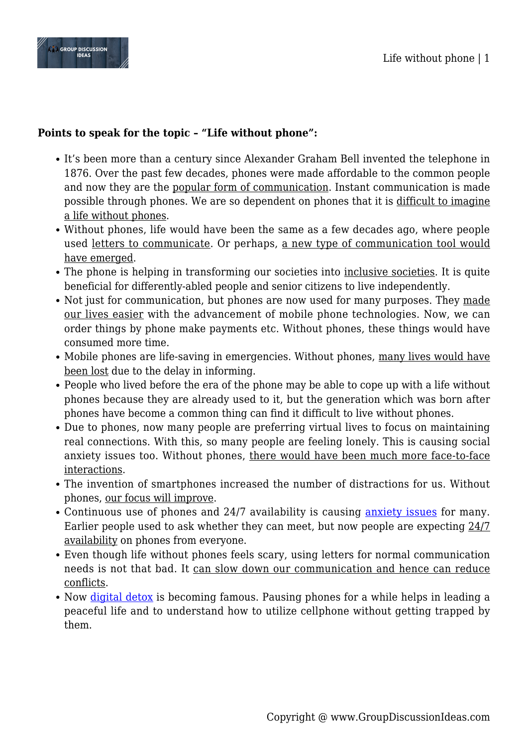**Points to speak for the topic – "Life without phone":**

- It's been more than a century since Alexander Graham Bell invented the telephone in 1876. Over the past few decades, phones were made affordable to the common people and now they are the popular form of communication. Instant communication is made possible through phones. We are so dependent on phones that it is difficult to imagine a life without phones.
- Without phones, life would have been the same as a few decades ago, where people used letters to communicate. Or perhaps, a new type of communication tool would have emerged.
- The phone is helping in transforming our societies into inclusive societies. It is quite beneficial for differently-abled people and senior citizens to live independently.
- Not just for communication, but phones are now used for many purposes. They made our lives easier with the advancement of mobile phone technologies. Now, we can order things by phone make payments etc. Without phones, these things would have consumed more time.
- Mobile phones are life-saving in emergencies. Without phones, many lives would have been lost due to the delay in informing.
- People who lived before the era of the phone may be able to cope up with a life without phones because they are already used to it, but the generation which was born after phones have become a common thing can find it difficult to live without phones.
- Due to phones, now many people are preferring virtual lives to focus on maintaining real connections. With this, so many people are feeling lonely. This is causing social anxiety issues too. Without phones, there would have been much more face-to-face interactions.
- The invention of smartphones increased the number of distractions for us. Without phones, our focus will improve.
- Continuous use of phones and 24/7 availability is causing anxiety issues for many. Earlier people used to ask whether they can meet, but now people are expecting 24/7 availability on phones from everyone.
- Even though life without phones feels scary, using letters for normal communication needs is not that bad. It can slow down our communication and hence can reduce conflicts.
- Now digital detox is becoming famous. Pausing phones for a while helps in leading a peaceful life and to understand how to utilize cellphone without getting trapped by them.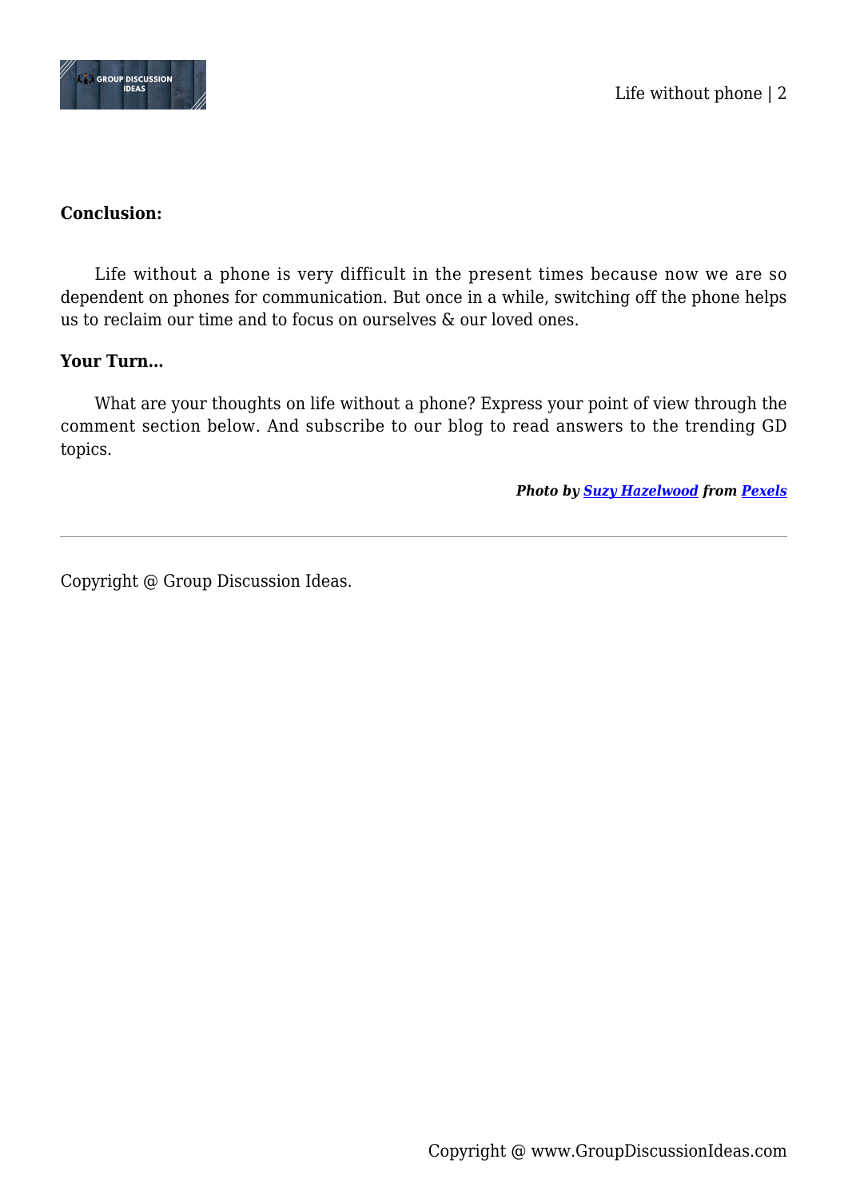**Conclusion:**

Life without a phone is very difficult in the present times because now we are so dependent on phones for communication. But once in a while, switching off the phone helps us to reclaim our time and to focus on ourselves & our loved ones.

**Your Turn…**

What are your thoughts on life without a phone? Express your point of view through the comment section below. And subscribe to our blog to read answers to the trending GD topics.

***Photo by Suzy Hazelwood from Pexels***

---

Copyright @ Group Discussion Ideas.